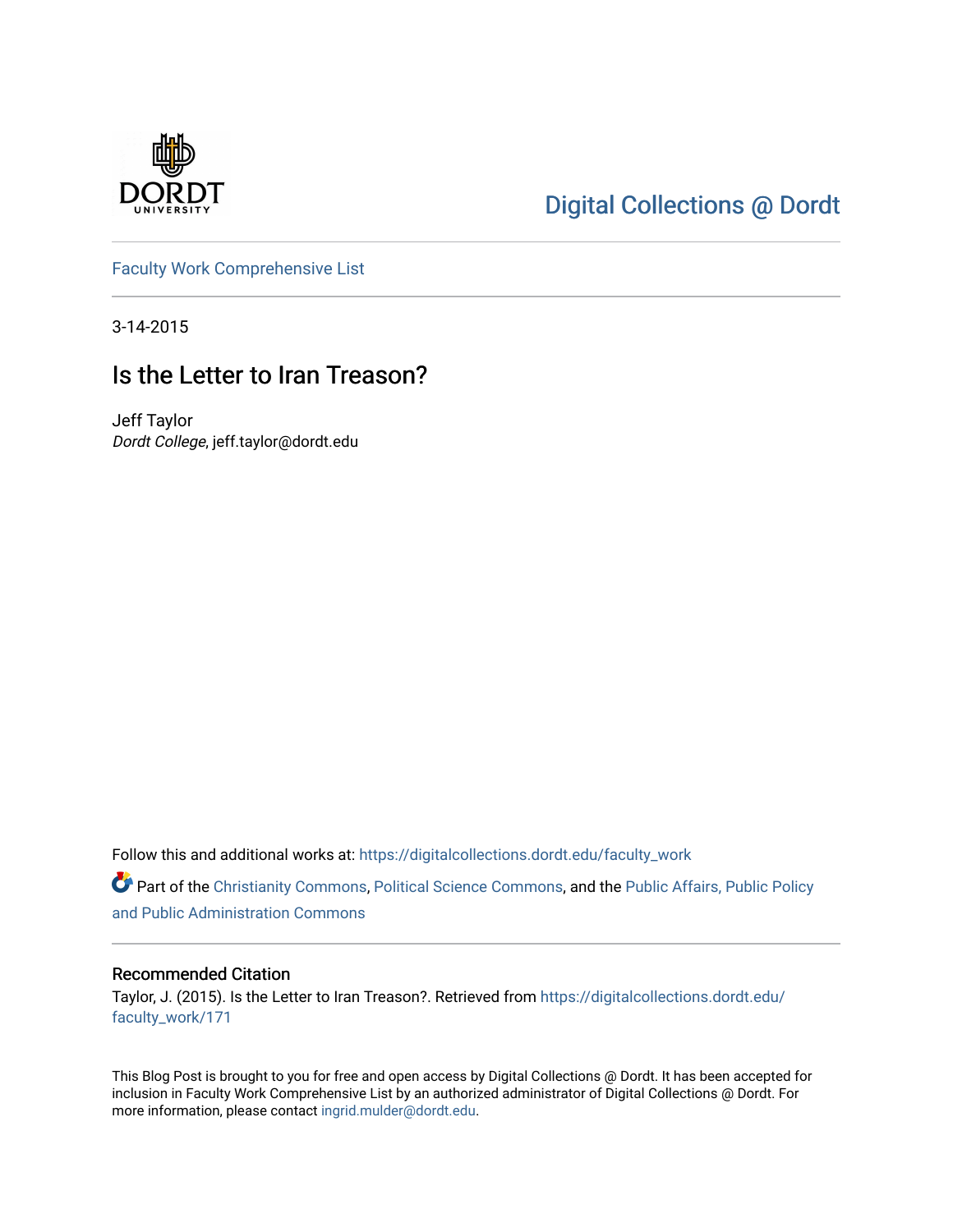Digital Collections @ Dordt

Faculty Work Comprehensive List

3-14-2015

# Is the Letter to Iran Treason?

Jeff Taylor
*Dordt College*, jeff.taylor@dordt.edu

Follow this and additional works at: https://digitalcollections.dordt.edu/faculty_work

Part of the Christianity Commons, Political Science Commons, and the Public Affairs, Public Policy and Public Administration Commons

## Recommended Citation

Taylor, J. (2015). Is the Letter to Iran Treason?. Retrieved from https://digitalcollections.dordt.edu/faculty_work/171

This Blog Post is brought to you for free and open access by Digital Collections @ Dordt. It has been accepted for inclusion in Faculty Work Comprehensive List by an authorized administrator of Digital Collections @ Dordt. For more information, please contact ingrid.mulder@dordt.edu.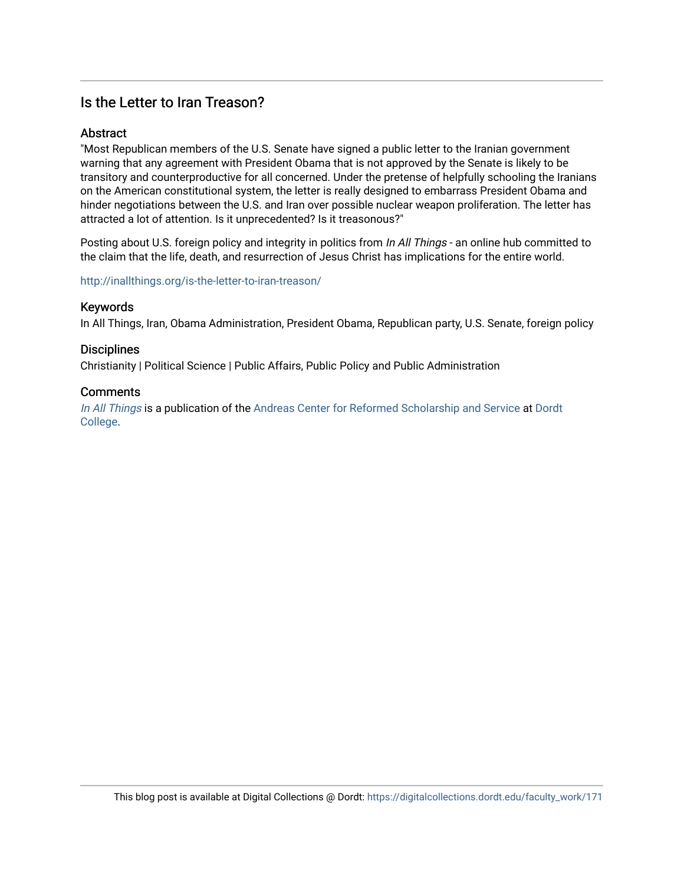## Is the Letter to Iran Treason?

### Abstract

"Most Republican members of the U.S. Senate have signed a public letter to the Iranian government warning that any agreement with President Obama that is not approved by the Senate is likely to be transitory and counterproductive for all concerned. Under the pretense of helpfully schooling the Iranians on the American constitutional system, the letter is really designed to embarrass President Obama and hinder negotiations between the U.S. and Iran over possible nuclear weapon proliferation. The letter has attracted a lot of attention. Is it unprecedented? Is it treasonous?"

Posting about U.S. foreign policy and integrity in politics from *In All Things* - an online hub committed to the claim that the life, death, and resurrection of Jesus Christ has implications for the entire world.

http://inallthings.org/is-the-letter-to-iran-treason/

### Keywords

In All Things, Iran, Obama Administration, President Obama, Republican party, U.S. Senate, foreign policy

### Disciplines

Christianity | Political Science | Public Affairs, Public Policy and Public Administration

### Comments

*In All Things* is a publication of the Andreas Center for Reformed Scholarship and Service at Dordt College.

This blog post is available at Digital Collections @ Dordt: https://digitalcollections.dordt.edu/faculty_work/171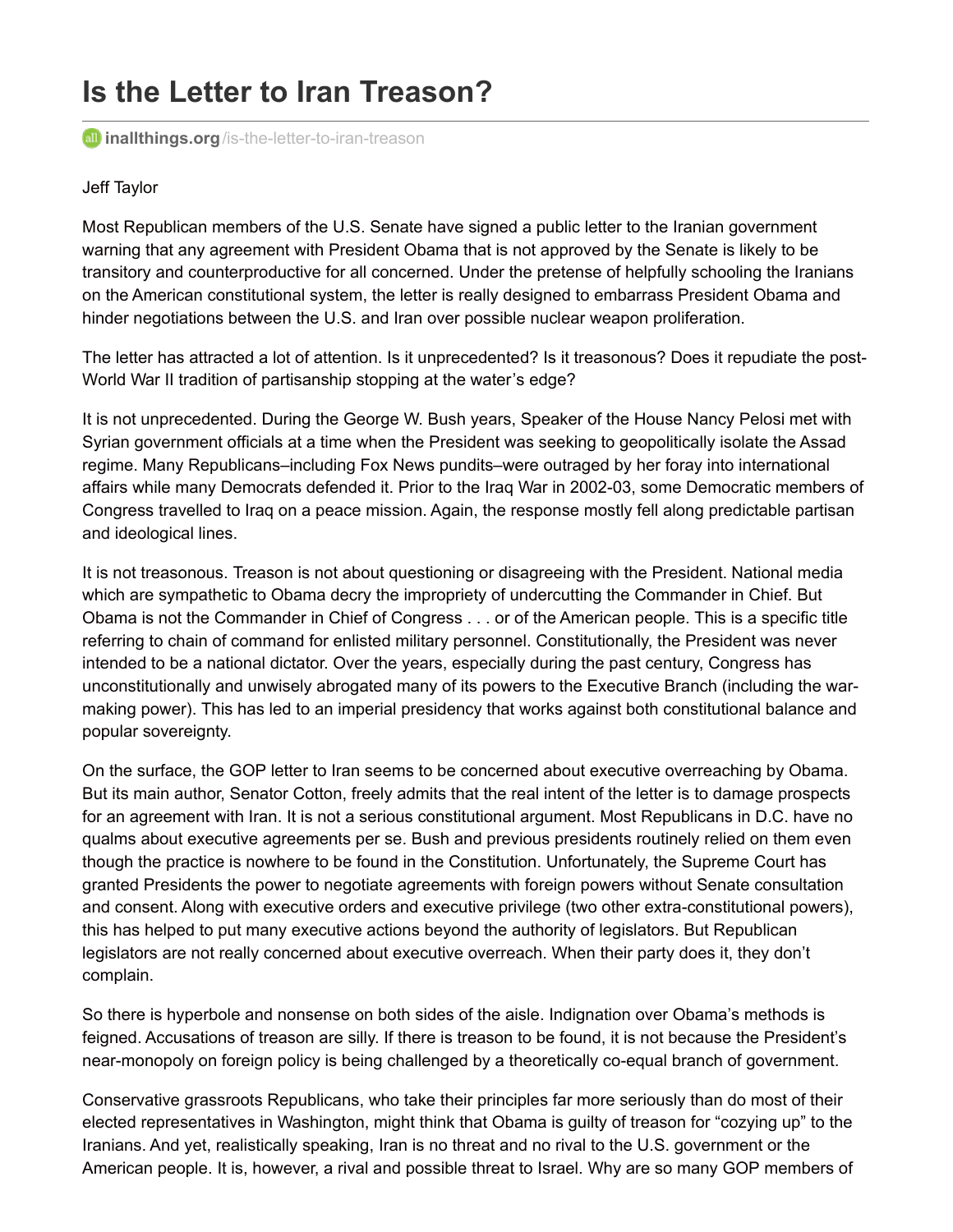# Is the Letter to Iran Treason?

inallthings.org/is-the-letter-to-iran-treason

Jeff Taylor

Most Republican members of the U.S. Senate have signed a public letter to the Iranian government warning that any agreement with President Obama that is not approved by the Senate is likely to be transitory and counterproductive for all concerned. Under the pretense of helpfully schooling the Iranians on the American constitutional system, the letter is really designed to embarrass President Obama and hinder negotiations between the U.S. and Iran over possible nuclear weapon proliferation.

The letter has attracted a lot of attention. Is it unprecedented? Is it treasonous? Does it repudiate the post-World War II tradition of partisanship stopping at the water's edge?

It is not unprecedented. During the George W. Bush years, Speaker of the House Nancy Pelosi met with Syrian government officials at a time when the President was seeking to geopolitically isolate the Assad regime. Many Republicans–including Fox News pundits–were outraged by her foray into international affairs while many Democrats defended it. Prior to the Iraq War in 2002-03, some Democratic members of Congress travelled to Iraq on a peace mission. Again, the response mostly fell along predictable partisan and ideological lines.

It is not treasonous. Treason is not about questioning or disagreeing with the President. National media which are sympathetic to Obama decry the impropriety of undercutting the Commander in Chief. But Obama is not the Commander in Chief of Congress . . . or of the American people. This is a specific title referring to chain of command for enlisted military personnel. Constitutionally, the President was never intended to be a national dictator. Over the years, especially during the past century, Congress has unconstitutionally and unwisely abrogated many of its powers to the Executive Branch (including the war-making power). This has led to an imperial presidency that works against both constitutional balance and popular sovereignty.

On the surface, the GOP letter to Iran seems to be concerned about executive overreaching by Obama. But its main author, Senator Cotton, freely admits that the real intent of the letter is to damage prospects for an agreement with Iran. It is not a serious constitutional argument. Most Republicans in D.C. have no qualms about executive agreements per se. Bush and previous presidents routinely relied on them even though the practice is nowhere to be found in the Constitution. Unfortunately, the Supreme Court has granted Presidents the power to negotiate agreements with foreign powers without Senate consultation and consent. Along with executive orders and executive privilege (two other extra-constitutional powers), this has helped to put many executive actions beyond the authority of legislators. But Republican legislators are not really concerned about executive overreach. When their party does it, they don't complain.

So there is hyperbole and nonsense on both sides of the aisle. Indignation over Obama's methods is feigned. Accusations of treason are silly. If there is treason to be found, it is not because the President's near-monopoly on foreign policy is being challenged by a theoretically co-equal branch of government.

Conservative grassroots Republicans, who take their principles far more seriously than do most of their elected representatives in Washington, might think that Obama is guilty of treason for "cozying up" to the Iranians. And yet, realistically speaking, Iran is no threat and no rival to the U.S. government or the American people. It is, however, a rival and possible threat to Israel. Why are so many GOP members of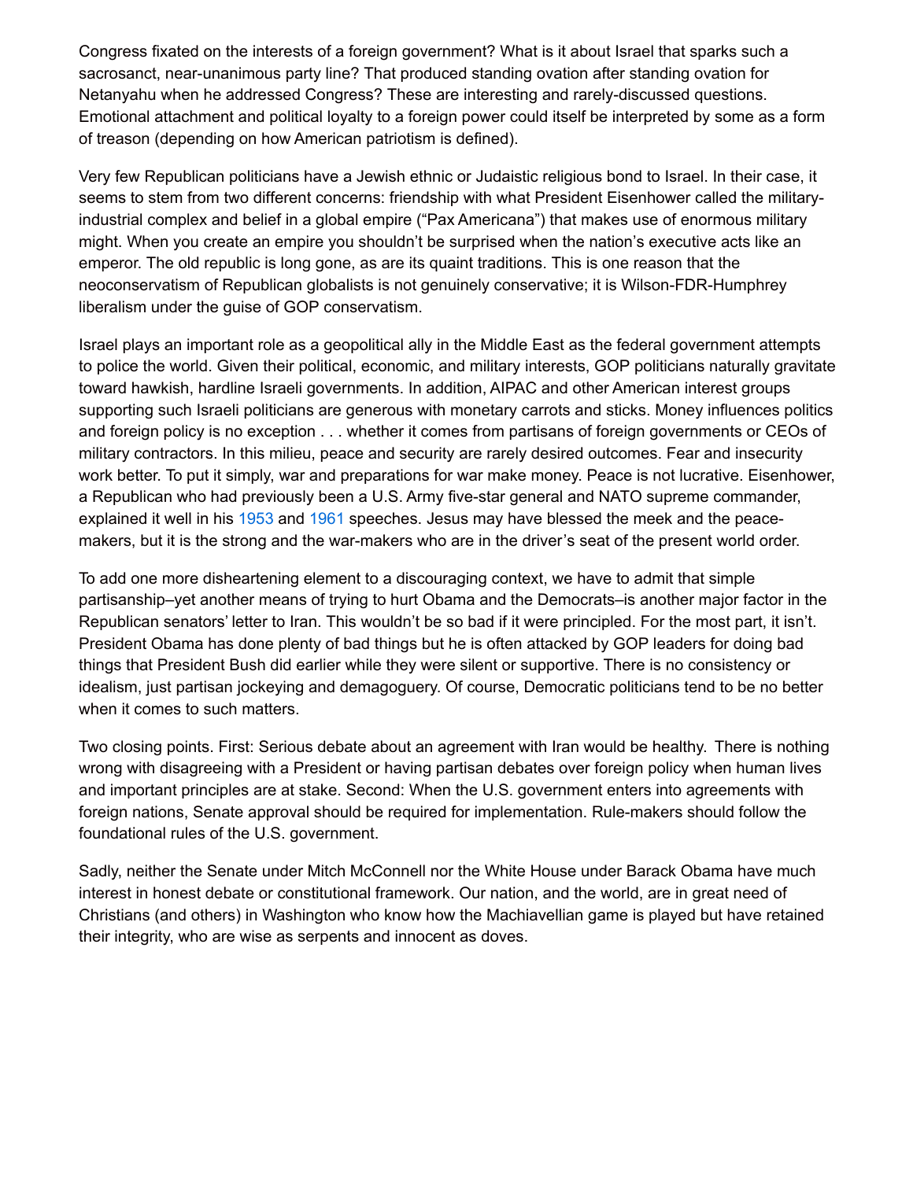Congress fixated on the interests of a foreign government? What is it about Israel that sparks such a sacrosanct, near-unanimous party line? That produced standing ovation after standing ovation for Netanyahu when he addressed Congress? These are interesting and rarely-discussed questions. Emotional attachment and political loyalty to a foreign power could itself be interpreted by some as a form of treason (depending on how American patriotism is defined).

Very few Republican politicians have a Jewish ethnic or Judaistic religious bond to Israel. In their case, it seems to stem from two different concerns: friendship with what President Eisenhower called the military-industrial complex and belief in a global empire ("Pax Americana") that makes use of enormous military might. When you create an empire you shouldn't be surprised when the nation's executive acts like an emperor. The old republic is long gone, as are its quaint traditions. This is one reason that the neoconservatism of Republican globalists is not genuinely conservative; it is Wilson-FDR-Humphrey liberalism under the guise of GOP conservatism.

Israel plays an important role as a geopolitical ally in the Middle East as the federal government attempts to police the world. Given their political, economic, and military interests, GOP politicians naturally gravitate toward hawkish, hardline Israeli governments. In addition, AIPAC and other American interest groups supporting such Israeli politicians are generous with monetary carrots and sticks. Money influences politics and foreign policy is no exception . . . whether it comes from partisans of foreign governments or CEOs of military contractors. In this milieu, peace and security are rarely desired outcomes. Fear and insecurity work better. To put it simply, war and preparations for war make money. Peace is not lucrative. Eisenhower, a Republican who had previously been a U.S. Army five-star general and NATO supreme commander, explained it well in his 1953 and 1961 speeches. Jesus may have blessed the meek and the peace-makers, but it is the strong and the war-makers who are in the driver's seat of the present world order.

To add one more disheartening element to a discouraging context, we have to admit that simple partisanship–yet another means of trying to hurt Obama and the Democrats–is another major factor in the Republican senators' letter to Iran. This wouldn't be so bad if it were principled. For the most part, it isn't. President Obama has done plenty of bad things but he is often attacked by GOP leaders for doing bad things that President Bush did earlier while they were silent or supportive. There is no consistency or idealism, just partisan jockeying and demagoguery. Of course, Democratic politicians tend to be no better when it comes to such matters.

Two closing points. First: Serious debate about an agreement with Iran would be healthy. There is nothing wrong with disagreeing with a President or having partisan debates over foreign policy when human lives and important principles are at stake. Second: When the U.S. government enters into agreements with foreign nations, Senate approval should be required for implementation. Rule-makers should follow the foundational rules of the U.S. government.

Sadly, neither the Senate under Mitch McConnell nor the White House under Barack Obama have much interest in honest debate or constitutional framework. Our nation, and the world, are in great need of Christians (and others) in Washington who know how the Machiavellian game is played but have retained their integrity, who are wise as serpents and innocent as doves.